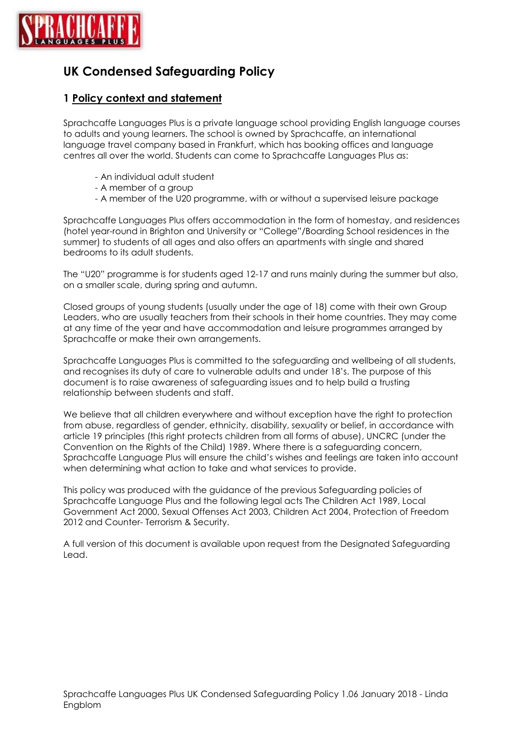# UK Condensed Safeguarding Policy

## 1 Policy context and statement

Sprachcaffe Languages Plus is a private language school providing English language courses to adults and young learners. The school is owned by Sprachcaffe, an international language travel company based in Frankfurt, which has booking offices and language centres all over the world. Students can come to Sprachcaffe Languages Plus as:

- An individual adult student
- A member of a group
- A member of the U20 programme, with or without a supervised leisure package

Sprachcaffe Languages Plus offers accommodation in the form of homestay, and residences (hotel year-round in Brighton and University or "College"/Boarding School residences in the summer) to students of all ages and also offers an apartments with single and shared bedrooms to its adult students.

The "U20" programme is for students aged 12-17 and runs mainly during the summer but also, on a smaller scale, during spring and autumn.

Closed groups of young students (usually under the age of 18) come with their own Group Leaders, who are usually teachers from their schools in their home countries. They may come at any time of the year and have accommodation and leisure programmes arranged by Sprachcaffe or make their own arrangements.

Sprachcaffe Languages Plus is committed to the safeguarding and wellbeing of all students, and recognises its duty of care to vulnerable adults and under 18's. The purpose of this document is to raise awareness of safeguarding issues and to help build a trusting relationship between students and staff.

We believe that all children everywhere and without exception have the right to protection from abuse, regardless of gender, ethnicity, disability, sexuality or belief, in accordance with article 19 principles (this right protects children from all forms of abuse), UNCRC (under the Convention on the Rights of the Child) 1989. Where there is a safeguarding concern, Sprachcaffe Language Plus will ensure the child's wishes and feelings are taken into account when determining what action to take and what services to provide.

This policy was produced with the guidance of the previous Safeguarding policies of Sprachcaffe Language Plus and the following legal acts The Children Act 1989, Local Government Act 2000, Sexual Offenses Act 2003, Children Act 2004, Protection of Freedom 2012 and Counter- Terrorism & Security.

A full version of this document is available upon request from the Designated Safeguarding Lead.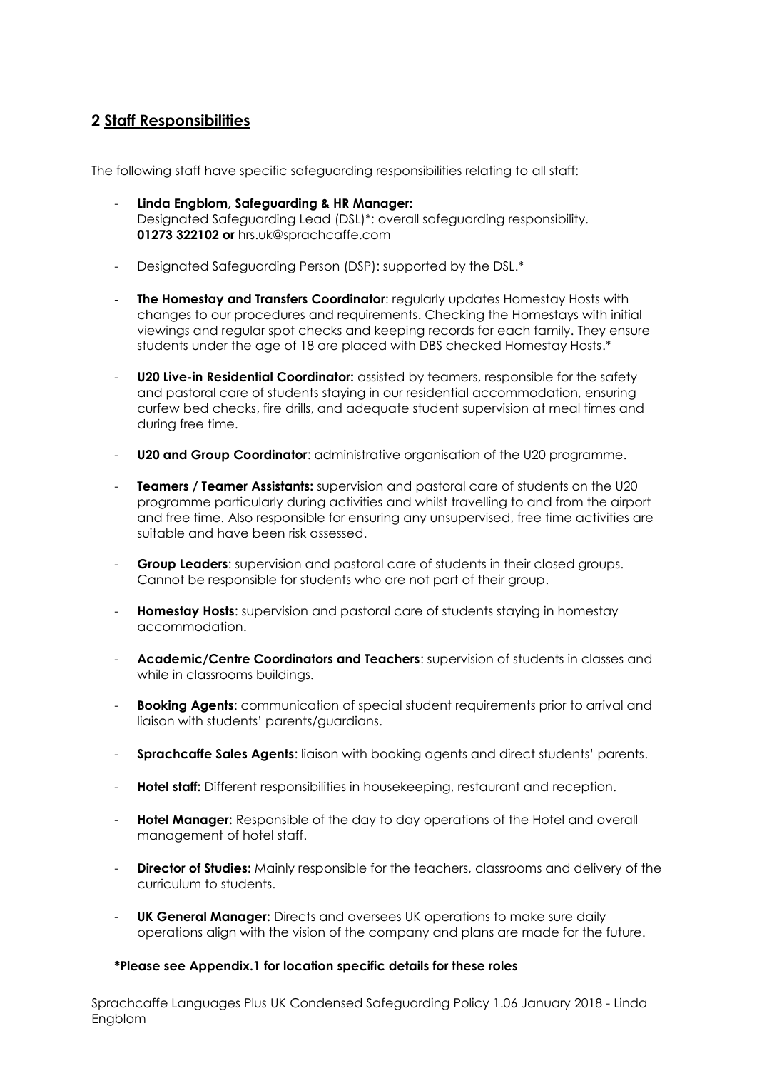## 2 Staff Responsibilities

The following staff have specific safeguarding responsibilities relating to all staff:

- **Linda Engblom, Safeguarding & HR Manager:**
  Designated Safeguarding Lead (DSL)*: overall safeguarding responsibility.
  **01273 322102 or** hrs.uk@sprachcaffe.com

- Designated Safeguarding Person (DSP): supported by the DSL.*

- **The Homestay and Transfers Coordinator**: regularly updates Homestay Hosts with changes to our procedures and requirements. Checking the Homestays with initial viewings and regular spot checks and keeping records for each family. They ensure students under the age of 18 are placed with DBS checked Homestay Hosts.*

- **U20 Live-in Residential Coordinator:** assisted by teamers, responsible for the safety and pastoral care of students staying in our residential accommodation, ensuring curfew bed checks, fire drills, and adequate student supervision at meal times and during free time.

- **U20 and Group Coordinator**: administrative organisation of the U20 programme.

- **Teamers / Teamer Assistants:** supervision and pastoral care of students on the U20 programme particularly during activities and whilst travelling to and from the airport and free time. Also responsible for ensuring any unsupervised, free time activities are suitable and have been risk assessed.

- **Group Leaders**: supervision and pastoral care of students in their closed groups. Cannot be responsible for students who are not part of their group.

- **Homestay Hosts**: supervision and pastoral care of students staying in homestay accommodation.

- **Academic/Centre Coordinators and Teachers**: supervision of students in classes and while in classrooms buildings.

- **Booking Agents**: communication of special student requirements prior to arrival and liaison with students' parents/guardians.

- **Sprachcaffe Sales Agents**: liaison with booking agents and direct students' parents.

- **Hotel staff:** Different responsibilities in housekeeping, restaurant and reception.

- **Hotel Manager:** Responsible of the day to day operations of the Hotel and overall management of hotel staff.

- **Director of Studies:** Mainly responsible for the teachers, classrooms and delivery of the curriculum to students.

- **UK General Manager:** Directs and oversees UK operations to make sure daily operations align with the vision of the company and plans are made for the future.

**\*Please see Appendix.1 for location specific details for these roles**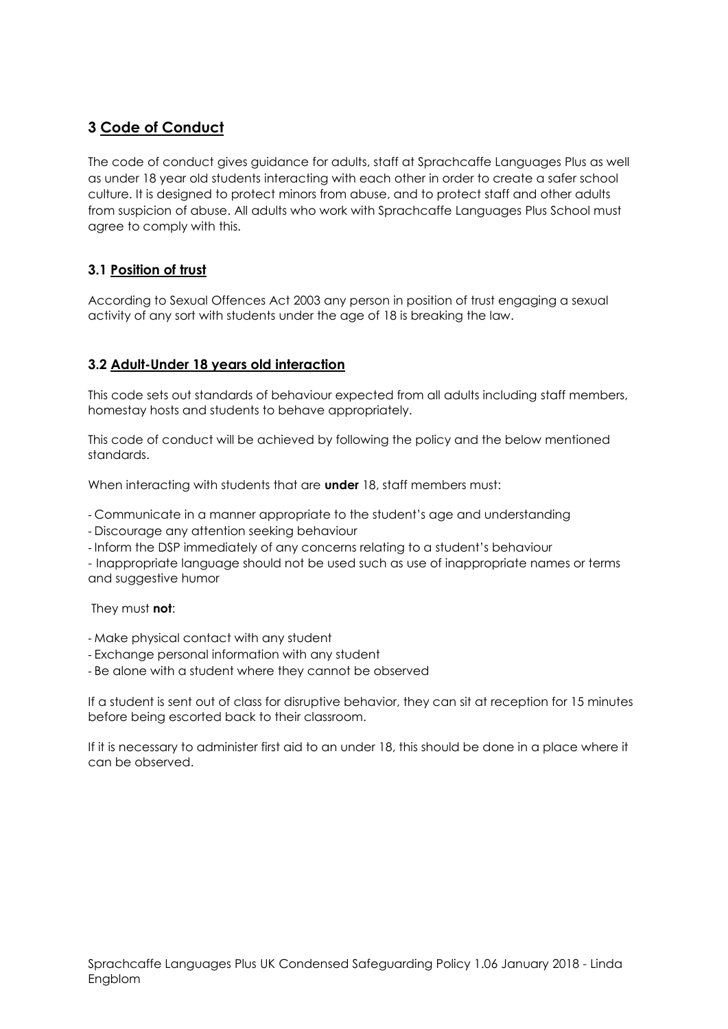## 3 Code of Conduct

The code of conduct gives guidance for adults, staff at Sprachcaffe Languages Plus as well as under 18 year old students interacting with each other in order to create a safer school culture. It is designed to protect minors from abuse, and to protect staff and other adults from suspicion of abuse. All adults who work with Sprachcaffe Languages Plus School must agree to comply with this.

### 3.1 Position of trust

According to Sexual Offences Act 2003 any person in position of trust engaging a sexual activity of any sort with students under the age of 18 is breaking the law.

### 3.2 Adult-Under 18 years old interaction

This code sets out standards of behaviour expected from all adults including staff members, homestay hosts and students to behave appropriately.

This code of conduct will be achieved by following the policy and the below mentioned standards.

When interacting with students that are **under** 18, staff members must:

- Communicate in a manner appropriate to the student's age and understanding
- Discourage any attention seeking behaviour
- Inform the DSP immediately of any concerns relating to a student's behaviour
- Inappropriate language should not be used such as use of inappropriate names or terms and suggestive humor

They must **not**:

- Make physical contact with any student
- Exchange personal information with any student
- Be alone with a student where they cannot be observed

If a student is sent out of class for disruptive behavior, they can sit at reception for 15 minutes before being escorted back to their classroom.

If it is necessary to administer first aid to an under 18, this should be done in a place where it can be observed.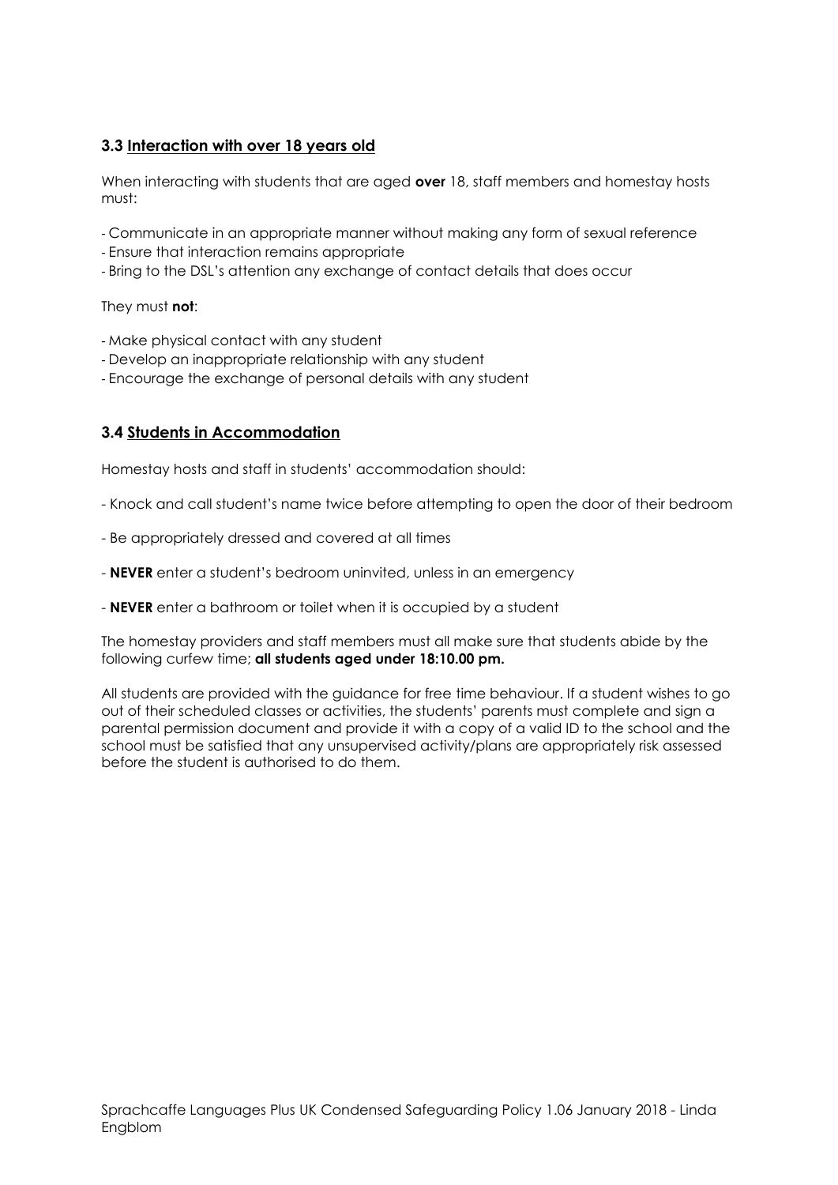### 3.3 Interaction with over 18 years old

When interacting with students that are aged **over** 18, staff members and homestay hosts must:

- Communicate in an appropriate manner without making any form of sexual reference
- Ensure that interaction remains appropriate
- Bring to the DSL's attention any exchange of contact details that does occur

They must **not**:

- Make physical contact with any student
- Develop an inappropriate relationship with any student
- Encourage the exchange of personal details with any student

### 3.4 Students in Accommodation

Homestay hosts and staff in students' accommodation should:

- Knock and call student's name twice before attempting to open the door of their bedroom
- Be appropriately dressed and covered at all times
- **NEVER** enter a student's bedroom uninvited, unless in an emergency
- **NEVER** enter a bathroom or toilet when it is occupied by a student

The homestay providers and staff members must all make sure that students abide by the following curfew time; **all students aged under 18:10.00 pm.**

All students are provided with the guidance for free time behaviour. If a student wishes to go out of their scheduled classes or activities, the students' parents must complete and sign a parental permission document and provide it with a copy of a valid ID to the school and the school must be satisfied that any unsupervised activity/plans are appropriately risk assessed before the student is authorised to do them.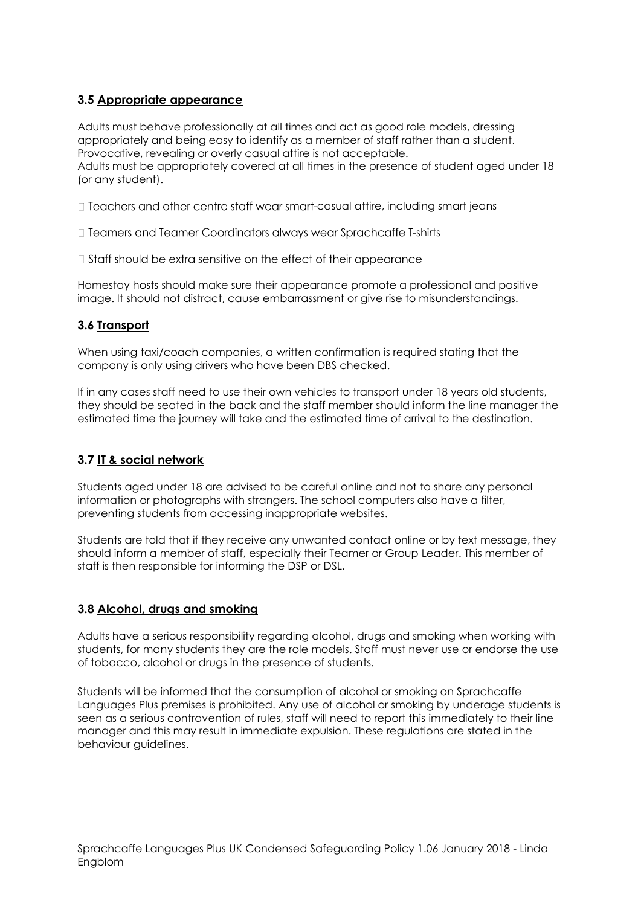### 3.5 Appropriate appearance

Adults must behave professionally at all times and act as good role models, dressing appropriately and being easy to identify as a member of staff rather than a student. Provocative, revealing or overly casual attire is not acceptable.
Adults must be appropriately covered at all times in the presence of student aged under 18 (or any student).

- Teachers and other centre staff wear smart-casual attire, including smart jeans
- Teamers and Teamer Coordinators always wear Sprachcaffe T-shirts
- Staff should be extra sensitive on the effect of their appearance

Homestay hosts should make sure their appearance promote a professional and positive image. It should not distract, cause embarrassment or give rise to misunderstandings.

### 3.6 Transport

When using taxi/coach companies, a written confirmation is required stating that the company is only using drivers who have been DBS checked.

If in any cases staff need to use their own vehicles to transport under 18 years old students, they should be seated in the back and the staff member should inform the line manager the estimated time the journey will take and the estimated time of arrival to the destination.

### 3.7 IT & social network

Students aged under 18 are advised to be careful online and not to share any personal information or photographs with strangers. The school computers also have a filter, preventing students from accessing inappropriate websites.

Students are told that if they receive any unwanted contact online or by text message, they should inform a member of staff, especially their Teamer or Group Leader. This member of staff is then responsible for informing the DSP or DSL.

### 3.8 Alcohol, drugs and smoking

Adults have a serious responsibility regarding alcohol, drugs and smoking when working with students, for many students they are the role models. Staff must never use or endorse the use of tobacco, alcohol or drugs in the presence of students.

Students will be informed that the consumption of alcohol or smoking on Sprachcaffe Languages Plus premises is prohibited. Any use of alcohol or smoking by underage students is seen as a serious contravention of rules, staff will need to report this immediately to their line manager and this may result in immediate expulsion. These regulations are stated in the behaviour guidelines.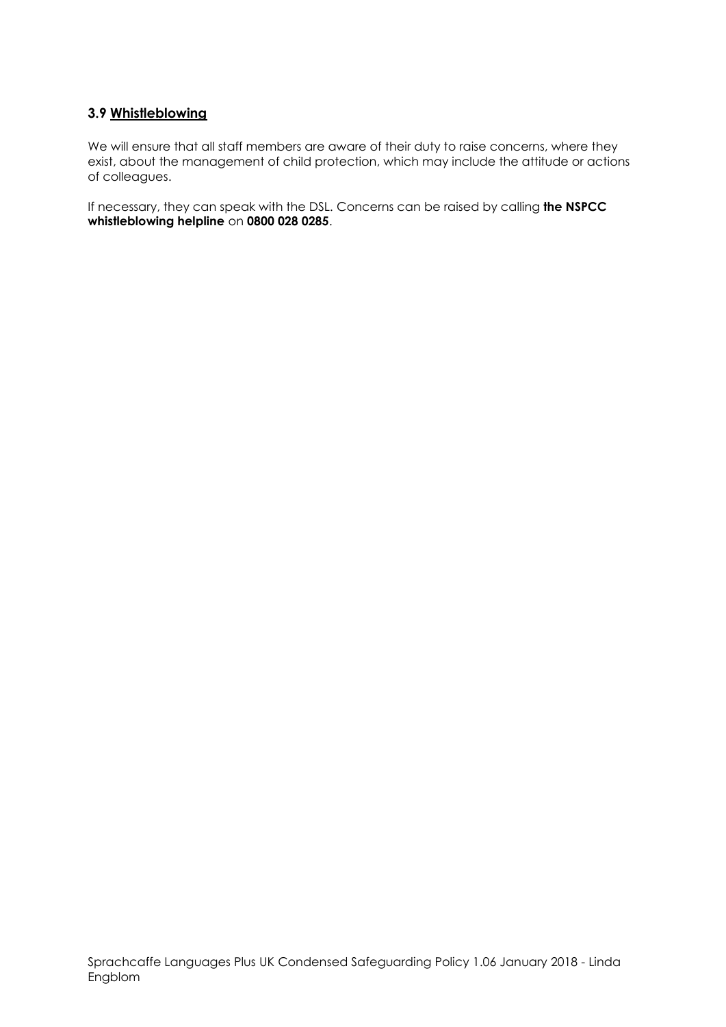### 3.9 Whistleblowing

We will ensure that all staff members are aware of their duty to raise concerns, where they exist, about the management of child protection, which may include the attitude or actions of colleagues.

If necessary, they can speak with the DSL. Concerns can be raised by calling **the NSPCC whistleblowing helpline** on **0800 028 0285**.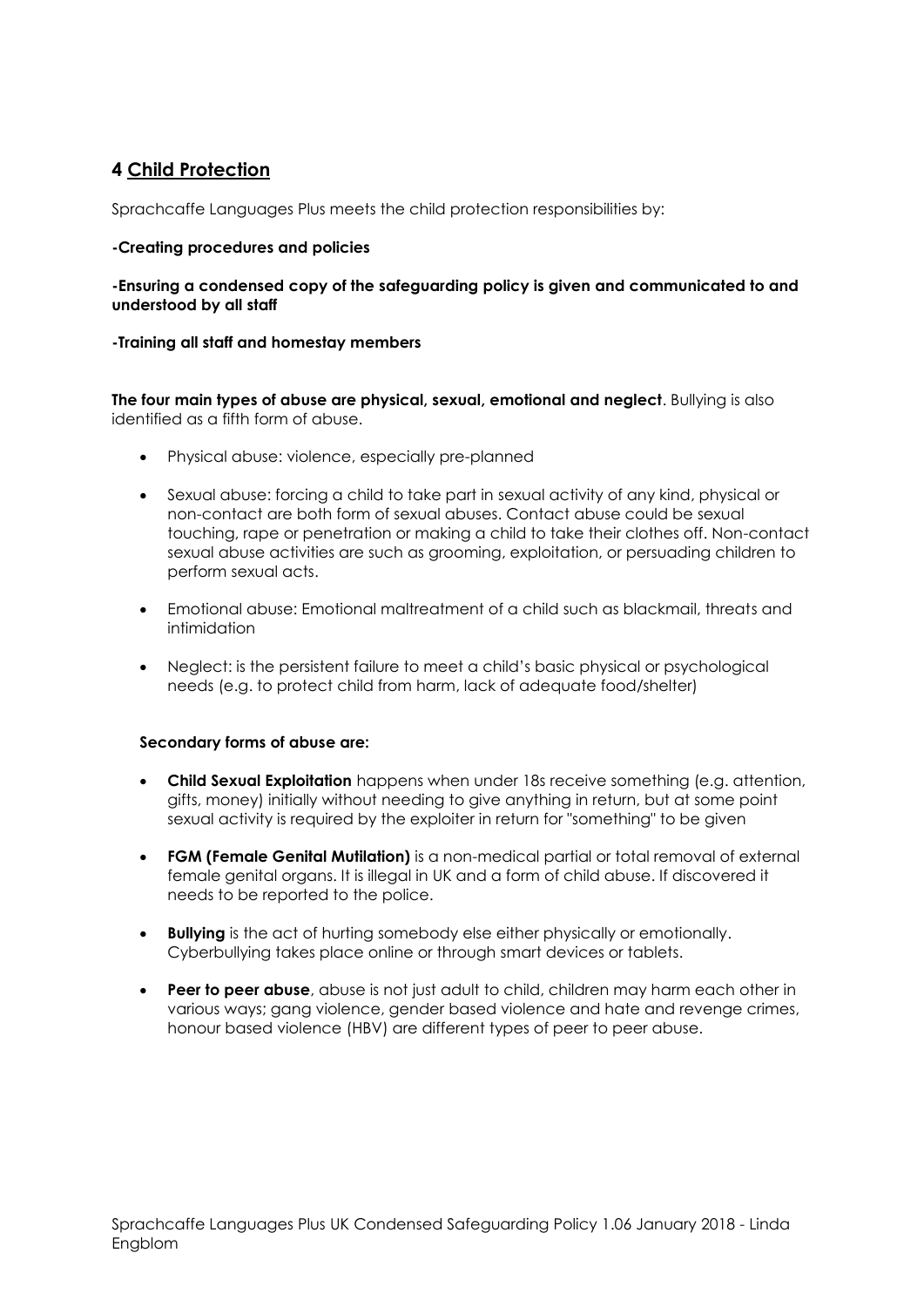## 4 Child Protection

Sprachcaffe Languages Plus meets the child protection responsibilities by:

**-Creating procedures and policies**

**-Ensuring a condensed copy of the safeguarding policy is given and communicated to and understood by all staff**

**-Training all staff and homestay members**

**The four main types of abuse are physical, sexual, emotional and neglect**. Bullying is also identified as a fifth form of abuse.

- Physical abuse: violence, especially pre-planned
- Sexual abuse: forcing a child to take part in sexual activity of any kind, physical or non-contact are both form of sexual abuses. Contact abuse could be sexual touching, rape or penetration or making a child to take their clothes off. Non-contact sexual abuse activities are such as grooming, exploitation, or persuading children to perform sexual acts.
- Emotional abuse: Emotional maltreatment of a child such as blackmail, threats and intimidation
- Neglect: is the persistent failure to meet a child's basic physical or psychological needs (e.g. to protect child from harm, lack of adequate food/shelter)

**Secondary forms of abuse are:**

- **Child Sexual Exploitation** happens when under 18s receive something (e.g. attention, gifts, money) initially without needing to give anything in return, but at some point sexual activity is required by the exploiter in return for "something" to be given
- **FGM (Female Genital Mutilation)** is a non-medical partial or total removal of external female genital organs. It is illegal in UK and a form of child abuse. If discovered it needs to be reported to the police.
- **Bullying** is the act of hurting somebody else either physically or emotionally. Cyberbullying takes place online or through smart devices or tablets.
- **Peer to peer abuse**, abuse is not just adult to child, children may harm each other in various ways; gang violence, gender based violence and hate and revenge crimes, honour based violence (HBV) are different types of peer to peer abuse.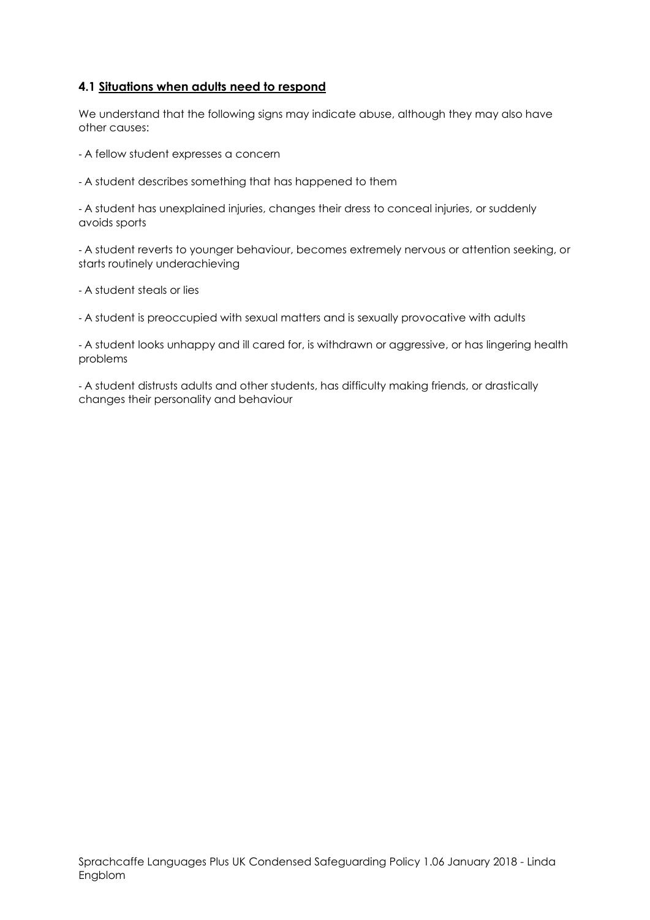### 4.1 Situations when adults need to respond

We understand that the following signs may indicate abuse, although they may also have other causes:

- A fellow student expresses a concern
- A student describes something that has happened to them
- A student has unexplained injuries, changes their dress to conceal injuries, or suddenly avoids sports
- A student reverts to younger behaviour, becomes extremely nervous or attention seeking, or starts routinely underachieving
- A student steals or lies
- A student is preoccupied with sexual matters and is sexually provocative with adults
- A student looks unhappy and ill cared for, is withdrawn or aggressive, or has lingering health problems
- A student distrusts adults and other students, has difficulty making friends, or drastically changes their personality and behaviour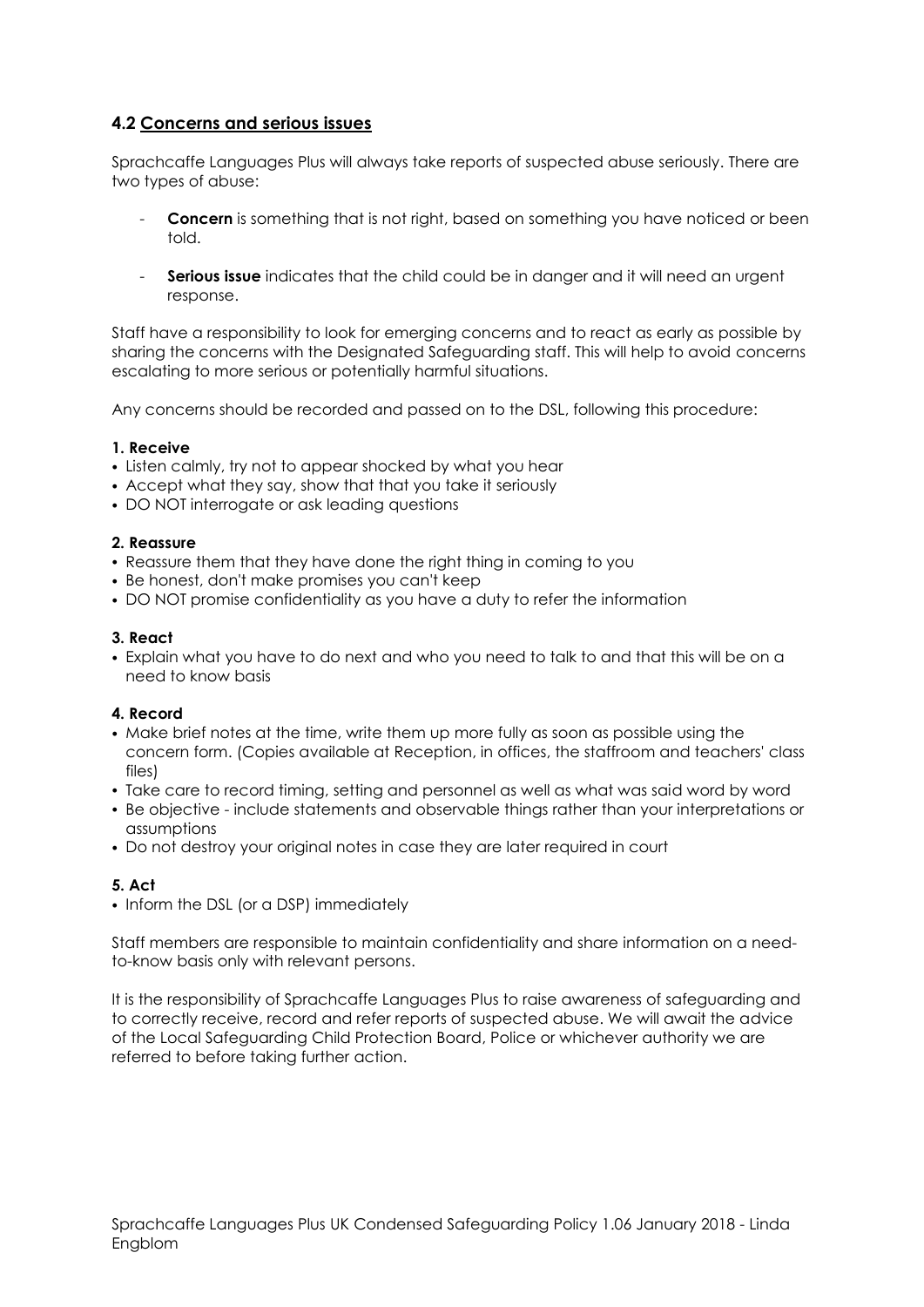## 4.2 Concerns and serious issues

Sprachcaffe Languages Plus will always take reports of suspected abuse seriously. There are two types of abuse:

- **Concern** is something that is not right, based on something you have noticed or been told.
- **Serious issue** indicates that the child could be in danger and it will need an urgent response.

Staff have a responsibility to look for emerging concerns and to react as early as possible by sharing the concerns with the Designated Safeguarding staff. This will help to avoid concerns escalating to more serious or potentially harmful situations.

Any concerns should be recorded and passed on to the DSL, following this procedure:

**1. Receive**

- Listen calmly, try not to appear shocked by what you hear
- Accept what they say, show that that you take it seriously
- DO NOT interrogate or ask leading questions

**2. Reassure**

- Reassure them that they have done the right thing in coming to you
- Be honest, don't make promises you can't keep
- DO NOT promise confidentiality as you have a duty to refer the information

**3. React**

- Explain what you have to do next and who you need to talk to and that this will be on a need to know basis

**4. Record**

- Make brief notes at the time, write them up more fully as soon as possible using the concern form. (Copies available at Reception, in offices, the staffroom and teachers' class files)
- Take care to record timing, setting and personnel as well as what was said word by word
- Be objective - include statements and observable things rather than your interpretations or assumptions
- Do not destroy your original notes in case they are later required in court

**5. Act**

- Inform the DSL (or a DSP) immediately

Staff members are responsible to maintain confidentiality and share information on a need-to-know basis only with relevant persons.

It is the responsibility of Sprachcaffe Languages Plus to raise awareness of safeguarding and to correctly receive, record and refer reports of suspected abuse. We will await the advice of the Local Safeguarding Child Protection Board, Police or whichever authority we are referred to before taking further action.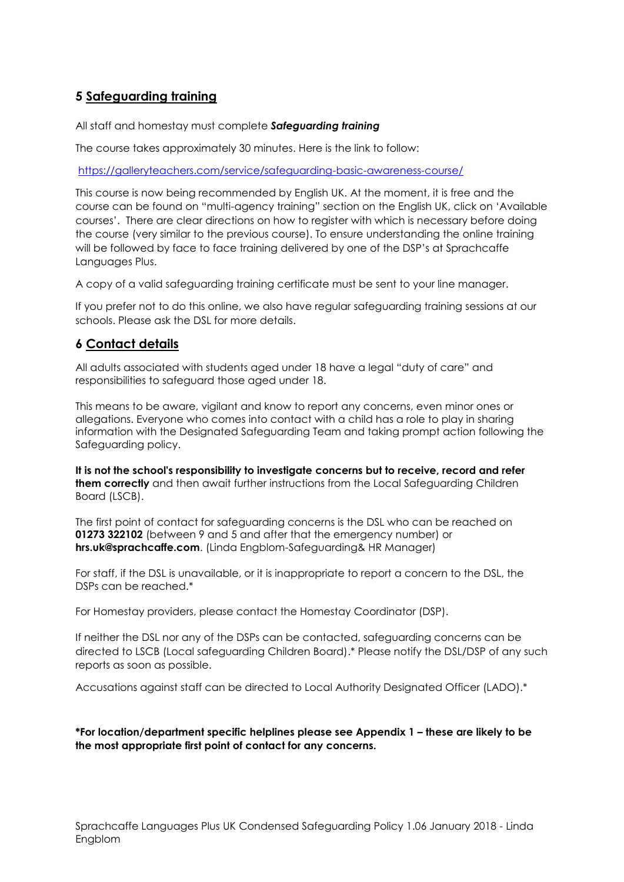## 5 Safeguarding training

All staff and homestay must complete ***Safeguarding training***

The course takes approximately 30 minutes. Here is the link to follow:

https://galleryteachers.com/service/safeguarding-basic-awareness-course/

This course is now being recommended by English UK. At the moment, it is free and the course can be found on "multi-agency training" section on the English UK, click on 'Available courses'. There are clear directions on how to register with which is necessary before doing the course (very similar to the previous course). To ensure understanding the online training will be followed by face to face training delivered by one of the DSP's at Sprachcaffe Languages Plus.

A copy of a valid safeguarding training certificate must be sent to your line manager.

If you prefer not to do this online, we also have regular safeguarding training sessions at our schools. Please ask the DSL for more details.

## 6 Contact details

All adults associated with students aged under 18 have a legal "duty of care" and responsibilities to safeguard those aged under 18.

This means to be aware, vigilant and know to report any concerns, even minor ones or allegations. Everyone who comes into contact with a child has a role to play in sharing information with the Designated Safeguarding Team and taking prompt action following the Safeguarding policy.

**It is not the school's responsibility to investigate concerns but to receive, record and refer them correctly** and then await further instructions from the Local Safeguarding Children Board (LSCB).

The first point of contact for safeguarding concerns is the DSL who can be reached on **01273 322102** (between 9 and 5 and after that the emergency number) or **hrs.uk@sprachcaffe.com**. (Linda Engblom-Safeguarding& HR Manager)

For staff, if the DSL is unavailable, or it is inappropriate to report a concern to the DSL, the DSPs can be reached.*

For Homestay providers, please contact the Homestay Coordinator (DSP).

If neither the DSL nor any of the DSPs can be contacted, safeguarding concerns can be directed to LSCB (Local safeguarding Children Board).* Please notify the DSL/DSP of any such reports as soon as possible.

Accusations against staff can be directed to Local Authority Designated Officer (LADO).*

**\*For location/department specific helplines please see Appendix 1 – these are likely to be the most appropriate first point of contact for any concerns.**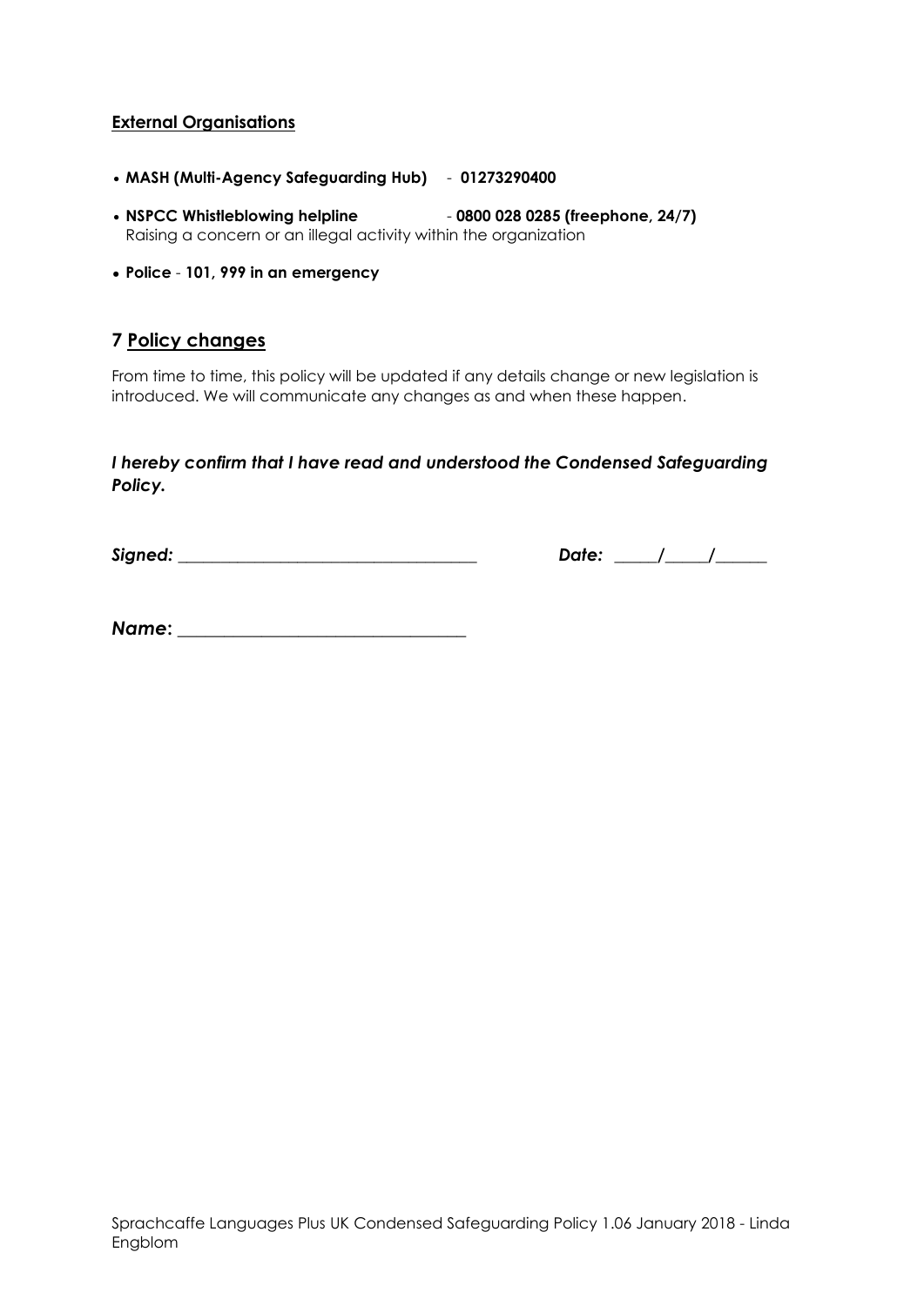**External Organisations**

- **MASH (Multi-Agency Safeguarding Hub)** - **01273290400**
- **NSPCC Whistleblowing helpline** - **0800 028 0285 (freephone, 24/7)**
  Raising a concern or an illegal activity within the organization
- **Police** - **101, 999 in an emergency**

## 7 Policy changes

From time to time, this policy will be updated if any details change or new legislation is introduced. We will communicate any changes as and when these happen.

***I hereby confirm that I have read and understood the Condensed Safeguarding Policy.***

***Signed:*** ___________________________________ ***Date:*** _____/_____/______

***Name:*** _________________________________

Sprachcaffe Languages Plus UK Condensed Safeguarding Policy 1.06 January 2018 - Linda Engblom